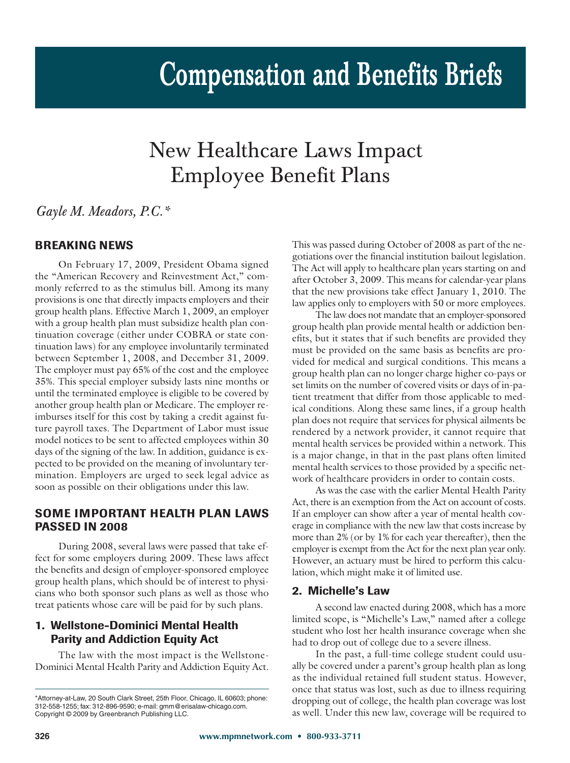# Compensation and Benefits Briefs

## New Healthcare Laws Impact Employee Benefit Plans

*Gayle M. Meadors, P.C.**

### BREAKING NEWS

On February 17, 2009, President Obama signed the "American Recovery and Reinvestment Act," commonly referred to as the stimulus bill. Among its many provisions is one that directly impacts employers and their group health plans. Effective March 1, 2009, an employer with a group health plan must subsidize health plan continuation coverage (either under COBRA or state continuation laws) for any employee involuntarily terminated between September 1, 2008, and December 31, 2009. The employer must pay 65% of the cost and the employee 35%. This special employer subsidy lasts nine months or until the terminated employee is eligible to be covered by another group health plan or Medicare. The employer reimburses itself for this cost by taking a credit against future payroll taxes. The Department of Labor must issue model notices to be sent to affected employees within 30 days of the signing of the law. In addition, guidance is expected to be provided on the meaning of involuntary termination. Employers are urged to seek legal advice as soon as possible on their obligations under this law.

### SOME IMPORTANT HEALTH PLAN LAWS PASSED IN 2008

During 2008, several laws were passed that take effect for some employers during 2009. These laws affect the benefits and design of employer-sponsored employee group health plans, which should be of interest to physicians who both sponsor such plans as well as those who treat patients whose care will be paid for by such plans.

#### 1. Wellstone-Dominici Mental Health Parity and Addiction Equity Act

The law with the most impact is the Wellstone-Dominici Mental Health Parity and Addiction Equity Act. This was passed during October of 2008 as part of the negotiations over the financial institution bailout legislation. The Act will apply to healthcare plan years starting on and after October 3, 2009. This means for calendar-year plans that the new provisions take effect January 1, 2010. The law applies only to employers with 50 or more employees.

The law does not mandate that an employer-sponsored group health plan provide mental health or addiction benefits, but it states that if such benefits are provided they must be provided on the same basis as benefits are provided for medical and surgical conditions. This means a group health plan can no longer charge higher co-pays or set limits on the number of covered visits or days of in-patient treatment that differ from those applicable to medical conditions. Along these same lines, if a group health plan does not require that services for physical ailments be rendered by a network provider, it cannot require that mental health services be provided within a network. This is a major change, in that in the past plans often limited mental health services to those provided by a specific network of healthcare providers in order to contain costs.

As was the case with the earlier Mental Health Parity Act, there is an exemption from the Act on account of costs. If an employer can show after a year of mental health coverage in compliance with the new law that costs increase by more than 2% (or by 1% for each year thereafter), then the employer is exempt from the Act for the next plan year only. However, an actuary must be hired to perform this calculation, which might make it of limited use.

#### 2. Michelle's Law

A second law enacted during 2008, which has a more limited scope, is "Michelle's Law," named after a college student who lost her health insurance coverage when she had to drop out of college due to a severe illness.

In the past, a full-time college student could usually be covered under a parent's group health plan as long as the individual retained full student status. However, once that status was lost, such as due to illness requiring dropping out of college, the health plan coverage was lost as well. Under this new law, coverage will be required to

*Attorney-at-Law, 20 South Clark Street, 25th Floor, Chicago, IL 60603; phone: 312-558-1255; fax: 312-896-9590; e-mail: gmm@erisalaw-chicago.com. Copyright © 2009 by Greenbranch Publishing LLC.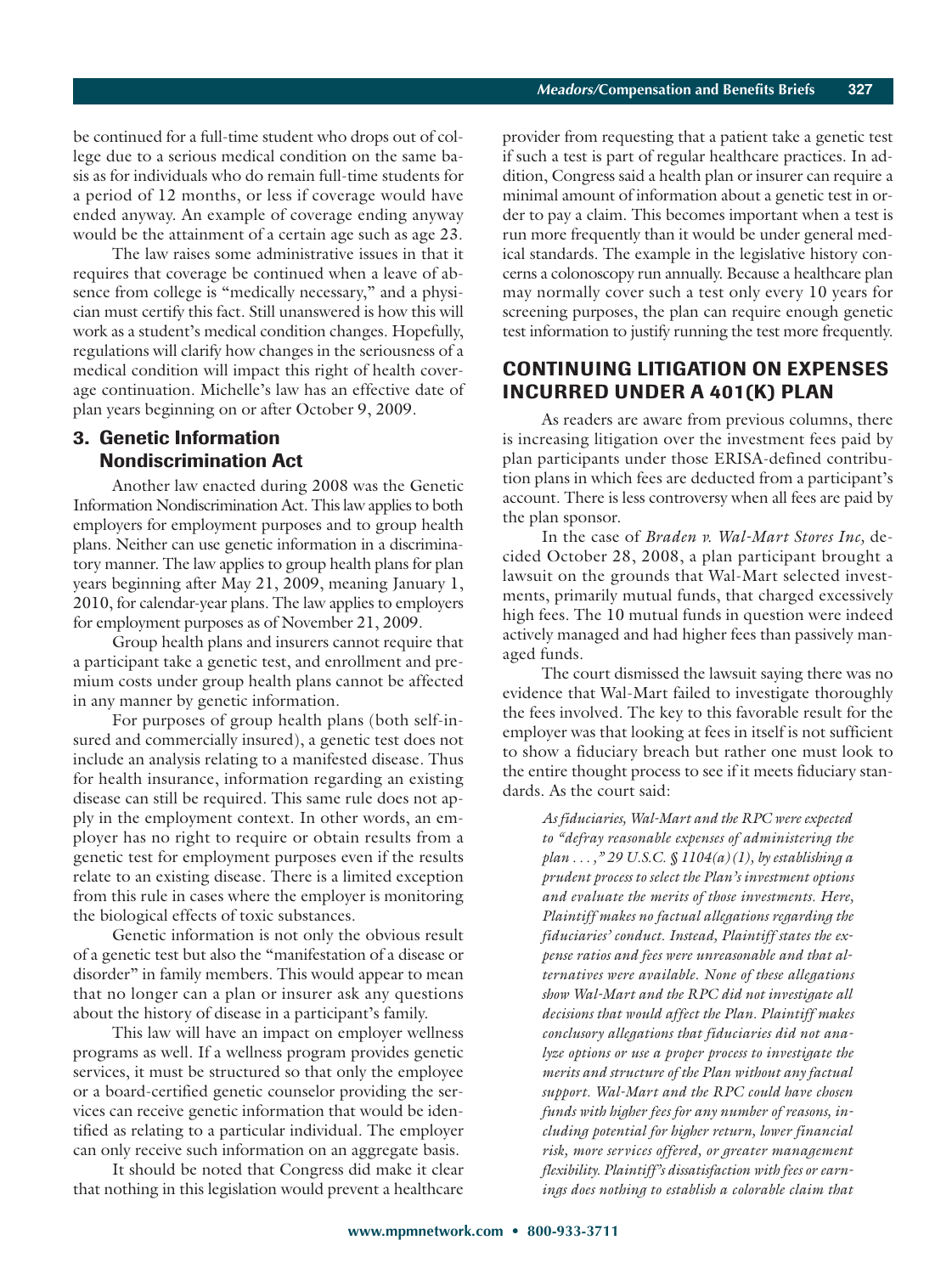be continued for a full-time student who drops out of college due to a serious medical condition on the same basis as for individuals who do remain full-time students for a period of 12 months, or less if coverage would have ended anyway. An example of coverage ending anyway would be the attainment of a certain age such as age 23.

The law raises some administrative issues in that it requires that coverage be continued when a leave of absence from college is "medically necessary," and a physician must certify this fact. Still unanswered is how this will work as a student's medical condition changes. Hopefully, regulations will clarify how changes in the seriousness of a medical condition will impact this right of health coverage continuation. Michelle's law has an effective date of plan years beginning on or after October 9, 2009.

## 3. Genetic Information Nondiscrimination Act

Another law enacted during 2008 was the Genetic Information Nondiscrimination Act. This law applies to both employers for employment purposes and to group health plans. Neither can use genetic information in a discriminatory manner. The law applies to group health plans for plan years beginning after May 21, 2009, meaning January 1, 2010, for calendar-year plans. The law applies to employers for employment purposes as of November 21, 2009.

Group health plans and insurers cannot require that a participant take a genetic test, and enrollment and premium costs under group health plans cannot be affected in any manner by genetic information.

For purposes of group health plans (both self-insured and commercially insured), a genetic test does not include an analysis relating to a manifested disease. Thus for health insurance, information regarding an existing disease can still be required. This same rule does not apply in the employment context. In other words, an employer has no right to require or obtain results from a genetic test for employment purposes even if the results relate to an existing disease. There is a limited exception from this rule in cases where the employer is monitoring the biological effects of toxic substances.

Genetic information is not only the obvious result of a genetic test but also the "manifestation of a disease or disorder" in family members. This would appear to mean that no longer can a plan or insurer ask any questions about the history of disease in a participant's family.

This law will have an impact on employer wellness programs as well. If a wellness program provides genetic services, it must be structured so that only the employee or a board-certified genetic counselor providing the services can receive genetic information that would be identified as relating to a particular individual. The employer can only receive such information on an aggregate basis.

It should be noted that Congress did make it clear that nothing in this legislation would prevent a healthcare provider from requesting that a patient take a genetic test if such a test is part of regular healthcare practices. In addition, Congress said a health plan or insurer can require a minimal amount of information about a genetic test in order to pay a claim. This becomes important when a test is run more frequently than it would be under general medical standards. The example in the legislative history concerns a colonoscopy run annually. Because a healthcare plan may normally cover such a test only every 10 years for screening purposes, the plan can require enough genetic test information to justify running the test more frequently.

## CONTINUING LITIGATION ON EXPENSES INCURRED UNDER A 401(K) PLAN

As readers are aware from previous columns, there is increasing litigation over the investment fees paid by plan participants under those ERISA-defined contribution plans in which fees are deducted from a participant's account. There is less controversy when all fees are paid by the plan sponsor.

In the case of *Braden v. Wal-Mart Stores Inc,* decided October 28, 2008, a plan participant brought a lawsuit on the grounds that Wal-Mart selected investments, primarily mutual funds, that charged excessively high fees. The 10 mutual funds in question were indeed actively managed and had higher fees than passively managed funds.

The court dismissed the lawsuit saying there was no evidence that Wal-Mart failed to investigate thoroughly the fees involved. The key to this favorable result for the employer was that looking at fees in itself is not sufficient to show a fiduciary breach but rather one must look to the entire thought process to see if it meets fiduciary standards. As the court said:

> *As fiduciaries, Wal-Mart and the RPC were expected to "defray reasonable expenses of administering the plan . . . ," 29 U.S.C. § 1104(a)(1), by establishing a prudent process to select the Plan's investment options and evaluate the merits of those investments. Here, Plaintiff makes no factual allegations regarding the fiduciaries' conduct. Instead, Plaintiff states the expense ratios and fees were unreasonable and that alternatives were available. None of these allegations show Wal-Mart and the RPC did not investigate all decisions that would affect the Plan. Plaintiff makes conclusory allegations that fiduciaries did not analyze options or use a proper process to investigate the merits and structure of the Plan without any factual support. Wal-Mart and the RPC could have chosen funds with higher fees for any number of reasons, including potential for higher return, lower financial risk, more services offered, or greater management flexibility. Plaintiff's dissatisfaction with fees or earnings does nothing to establish a colorable claim that*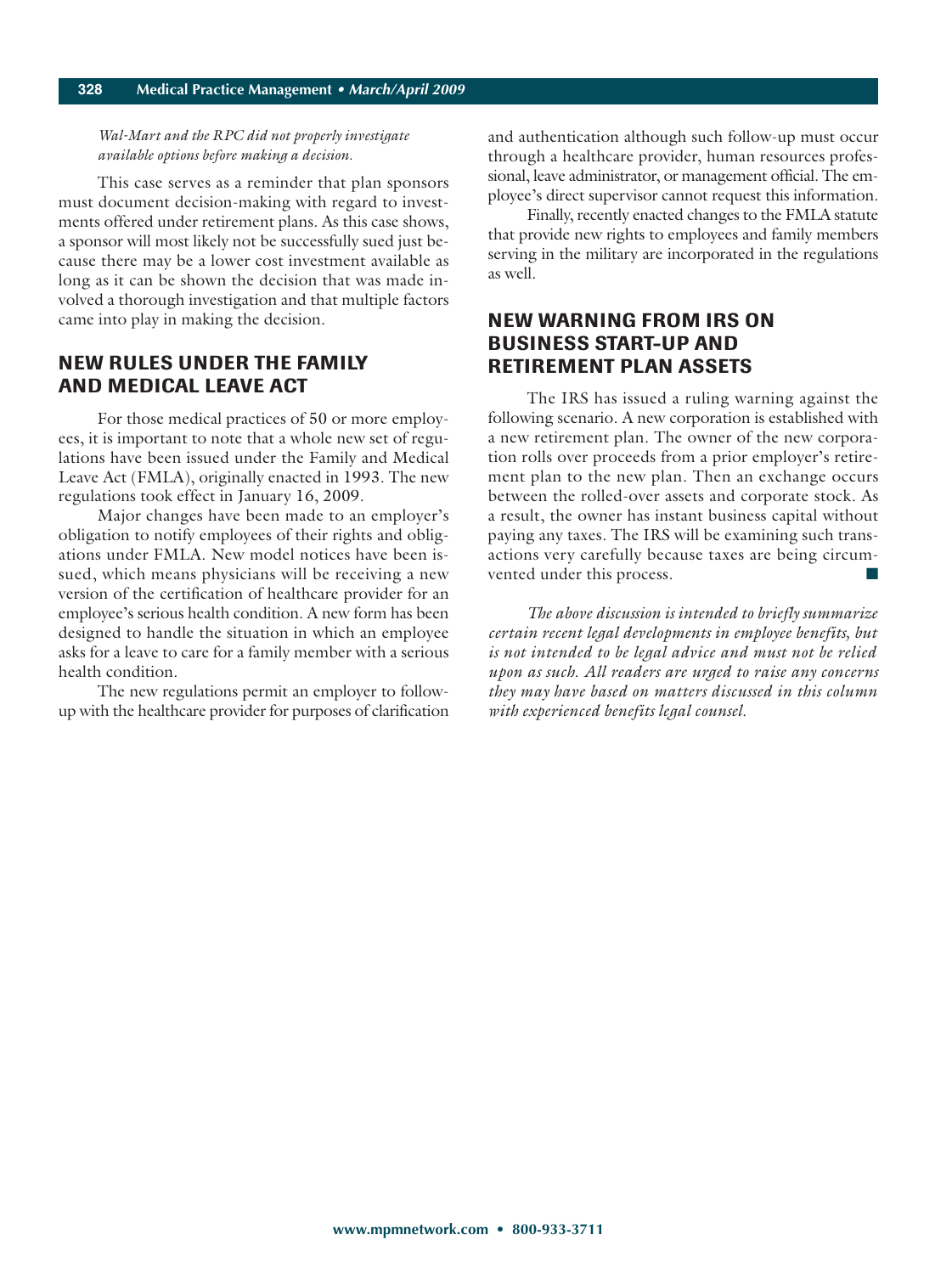*Wal-Mart and the RPC did not properly investigate available options before making a decision.*

This case serves as a reminder that plan sponsors must document decision-making with regard to investments offered under retirement plans. As this case shows, a sponsor will most likely not be successfully sued just because there may be a lower cost investment available as long as it can be shown the decision that was made involved a thorough investigation and that multiple factors came into play in making the decision.

## NEW RULES UNDER THE FAMILY AND MEDICAL LEAVE ACT

For those medical practices of 50 or more employees, it is important to note that a whole new set of regulations have been issued under the Family and Medical Leave Act (FMLA), originally enacted in 1993. The new regulations took effect in January 16, 2009.

Major changes have been made to an employer's obligation to notify employees of their rights and obligations under FMLA. New model notices have been issued, which means physicians will be receiving a new version of the certification of healthcare provider for an employee's serious health condition. A new form has been designed to handle the situation in which an employee asks for a leave to care for a family member with a serious health condition.

The new regulations permit an employer to follow-up with the healthcare provider for purposes of clarification and authentication although such follow-up must occur through a healthcare provider, human resources professional, leave administrator, or management official. The employee's direct supervisor cannot request this information.

Finally, recently enacted changes to the FMLA statute that provide new rights to employees and family members serving in the military are incorporated in the regulations as well.

## NEW WARNING FROM IRS ON BUSINESS START-UP AND RETIREMENT PLAN ASSETS

The IRS has issued a ruling warning against the following scenario. A new corporation is established with a new retirement plan. The owner of the new corporation rolls over proceeds from a prior employer's retirement plan to the new plan. Then an exchange occurs between the rolled-over assets and corporate stock. As a result, the owner has instant business capital without paying any taxes. The IRS will be examining such transactions very carefully because taxes are being circumvented under this process. ■

*The above discussion is intended to briefly summarize certain recent legal developments in employee benefits, but is not intended to be legal advice and must not be relied upon as such. All readers are urged to raise any concerns they may have based on matters discussed in this column with experienced benefits legal counsel.*